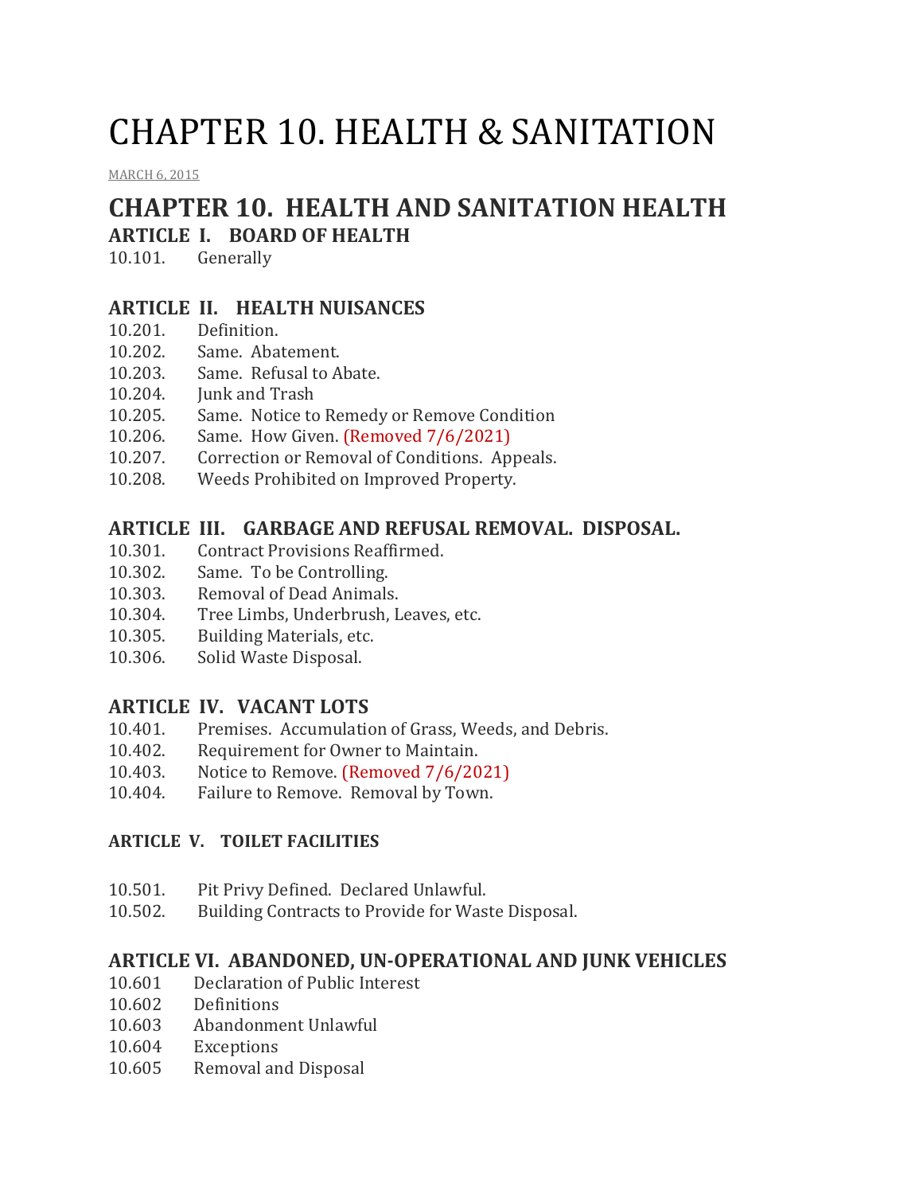# CHAPTER 10. HEALTH & SANITATION

MARCH 6, 2015

## CHAPTER 10. HEALTH AND SANITATION HEALTH

### ARTICLE I. BOARD OF HEALTH

10.101. Generally

### ARTICLE II. HEALTH NUISANCES

10.201. Definition.
10.202. Same. Abatement.
10.203. Same. Refusal to Abate.
10.204. Junk and Trash
10.205. Same. Notice to Remedy or Remove Condition
10.206. Same. How Given. (Removed 7/6/2021)
10.207. Correction or Removal of Conditions. Appeals.
10.208. Weeds Prohibited on Improved Property.

### ARTICLE III. GARBAGE AND REFUSAL REMOVAL. DISPOSAL.

10.301. Contract Provisions Reaffirmed.
10.302. Same. To be Controlling.
10.303. Removal of Dead Animals.
10.304. Tree Limbs, Underbrush, Leaves, etc.
10.305. Building Materials, etc.
10.306. Solid Waste Disposal.

### ARTICLE IV. VACANT LOTS

10.401. Premises. Accumulation of Grass, Weeds, and Debris.
10.402. Requirement for Owner to Maintain.
10.403. Notice to Remove. (Removed 7/6/2021)
10.404. Failure to Remove. Removal by Town.

#### ARTICLE V. TOILET FACILITIES

10.501. Pit Privy Defined. Declared Unlawful.
10.502. Building Contracts to Provide for Waste Disposal.

### ARTICLE VI. ABANDONED, UN-OPERATIONAL AND JUNK VEHICLES

10.601 Declaration of Public Interest
10.602 Definitions
10.603 Abandonment Unlawful
10.604 Exceptions
10.605 Removal and Disposal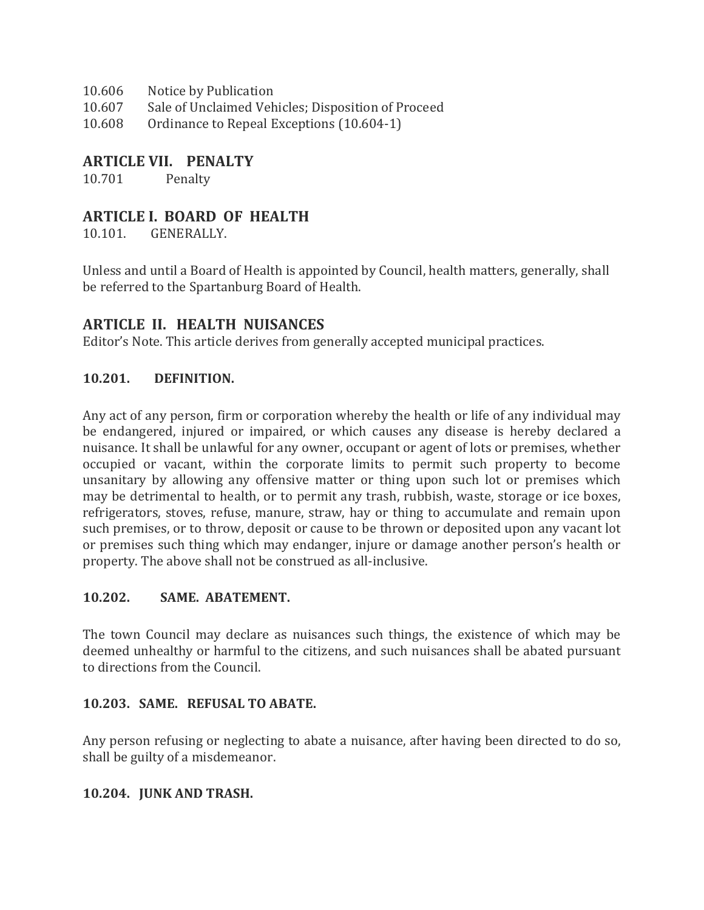10.606 Notice by Publication
10.607 Sale of Unclaimed Vehicles; Disposition of Proceed
10.608 Ordinance to Repeal Exceptions (10.604-1)

## ARTICLE VII. PENALTY

10.701 Penalty

## ARTICLE I. BOARD OF HEALTH

10.101. GENERALLY.

Unless and until a Board of Health is appointed by Council, health matters, generally, shall be referred to the Spartanburg Board of Health.

## ARTICLE II. HEALTH NUISANCES

Editor's Note. This article derives from generally accepted municipal practices.

### 10.201. DEFINITION.

Any act of any person, firm or corporation whereby the health or life of any individual may be endangered, injured or impaired, or which causes any disease is hereby declared a nuisance. It shall be unlawful for any owner, occupant or agent of lots or premises, whether occupied or vacant, within the corporate limits to permit such property to become unsanitary by allowing any offensive matter or thing upon such lot or premises which may be detrimental to health, or to permit any trash, rubbish, waste, storage or ice boxes, refrigerators, stoves, refuse, manure, straw, hay or thing to accumulate and remain upon such premises, or to throw, deposit or cause to be thrown or deposited upon any vacant lot or premises such thing which may endanger, injure or damage another person's health or property. The above shall not be construed as all-inclusive.

### 10.202. SAME. ABATEMENT.

The town Council may declare as nuisances such things, the existence of which may be deemed unhealthy or harmful to the citizens, and such nuisances shall be abated pursuant to directions from the Council.

### 10.203. SAME. REFUSAL TO ABATE.

Any person refusing or neglecting to abate a nuisance, after having been directed to do so, shall be guilty of a misdemeanor.

### 10.204. JUNK AND TRASH.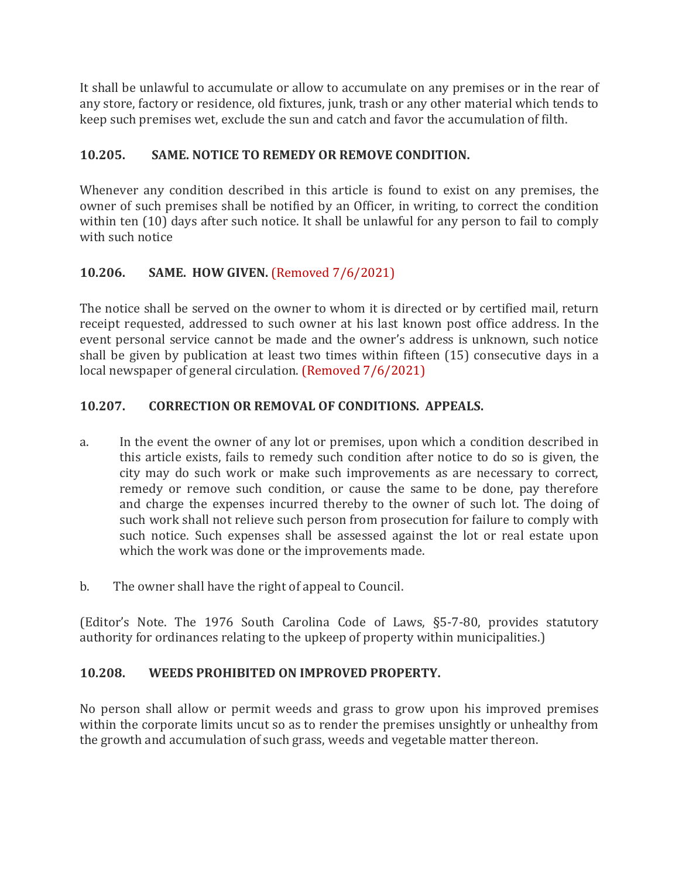It shall be unlawful to accumulate or allow to accumulate on any premises or in the rear of any store, factory or residence, old fixtures, junk, trash or any other material which tends to keep such premises wet, exclude the sun and catch and favor the accumulation of filth.

### 10.205. SAME. NOTICE TO REMEDY OR REMOVE CONDITION.

Whenever any condition described in this article is found to exist on any premises, the owner of such premises shall be notified by an Officer, in writing, to correct the condition within ten (10) days after such notice. It shall be unlawful for any person to fail to comply with such notice

### 10.206. SAME. HOW GIVEN. (Removed 7/6/2021)

The notice shall be served on the owner to whom it is directed or by certified mail, return receipt requested, addressed to such owner at his last known post office address. In the event personal service cannot be made and the owner's address is unknown, such notice shall be given by publication at least two times within fifteen (15) consecutive days in a local newspaper of general circulation. (Removed 7/6/2021)

### 10.207. CORRECTION OR REMOVAL OF CONDITIONS. APPEALS.

a. In the event the owner of any lot or premises, upon which a condition described in this article exists, fails to remedy such condition after notice to do so is given, the city may do such work or make such improvements as are necessary to correct, remedy or remove such condition, or cause the same to be done, pay therefore and charge the expenses incurred thereby to the owner of such lot. The doing of such work shall not relieve such person from prosecution for failure to comply with such notice. Such expenses shall be assessed against the lot or real estate upon which the work was done or the improvements made.

b. The owner shall have the right of appeal to Council.

(Editor's Note. The 1976 South Carolina Code of Laws, §5-7-80, provides statutory authority for ordinances relating to the upkeep of property within municipalities.)

### 10.208. WEEDS PROHIBITED ON IMPROVED PROPERTY.

No person shall allow or permit weeds and grass to grow upon his improved premises within the corporate limits uncut so as to render the premises unsightly or unhealthy from the growth and accumulation of such grass, weeds and vegetable matter thereon.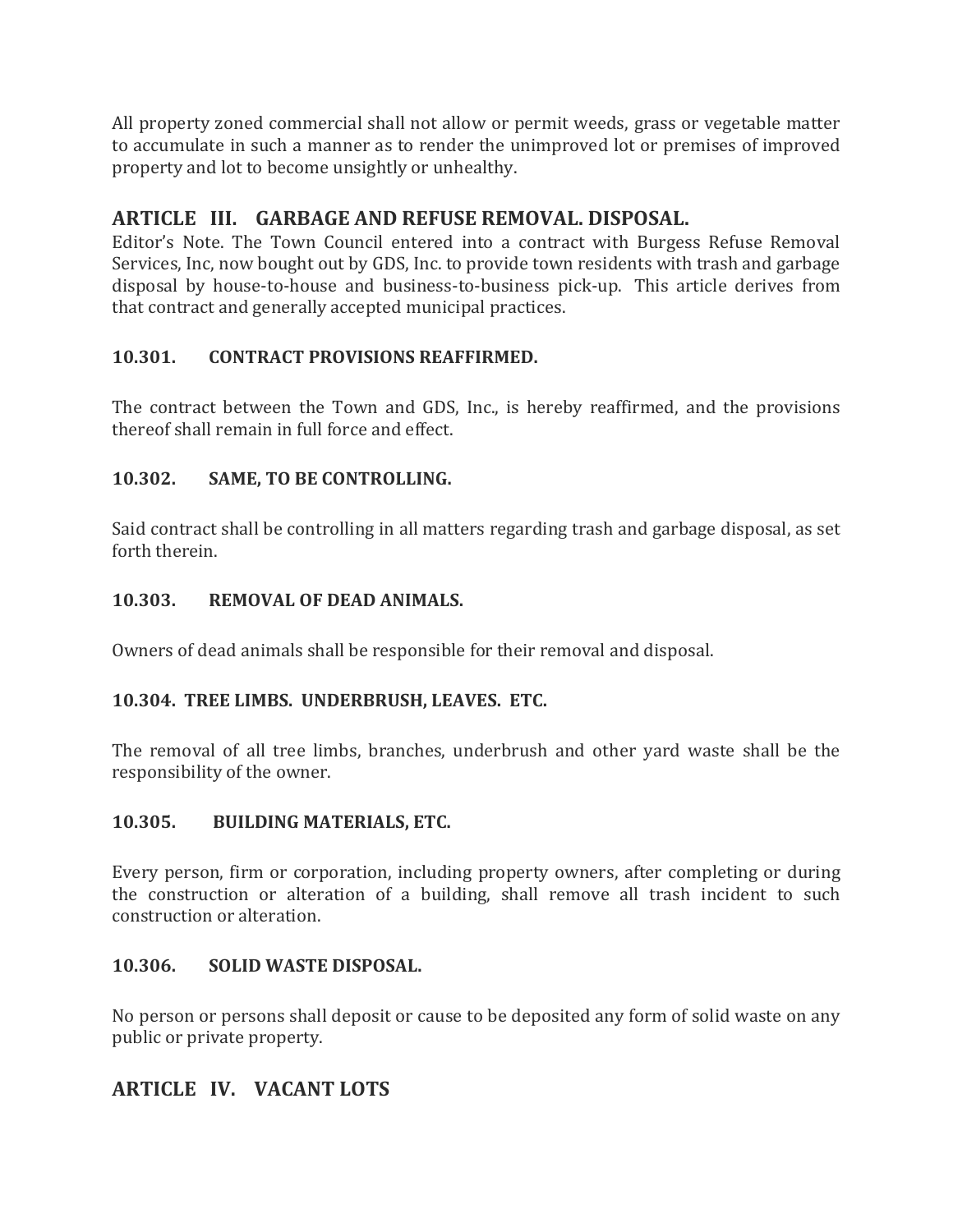All property zoned commercial shall not allow or permit weeds, grass or vegetable matter to accumulate in such a manner as to render the unimproved lot or premises of improved property and lot to become unsightly or unhealthy.

## ARTICLE III. GARBAGE AND REFUSE REMOVAL. DISPOSAL.

Editor's Note. The Town Council entered into a contract with Burgess Refuse Removal Services, Inc, now bought out by GDS, Inc. to provide town residents with trash and garbage disposal by house-to-house and business-to-business pick-up. This article derives from that contract and generally accepted municipal practices.

### 10.301. CONTRACT PROVISIONS REAFFIRMED.

The contract between the Town and GDS, Inc., is hereby reaffirmed, and the provisions thereof shall remain in full force and effect.

### 10.302. SAME, TO BE CONTROLLING.

Said contract shall be controlling in all matters regarding trash and garbage disposal, as set forth therein.

### 10.303. REMOVAL OF DEAD ANIMALS.

Owners of dead animals shall be responsible for their removal and disposal.

### 10.304. TREE LIMBS. UNDERBRUSH, LEAVES. ETC.

The removal of all tree limbs, branches, underbrush and other yard waste shall be the responsibility of the owner.

### 10.305. BUILDING MATERIALS, ETC.

Every person, firm or corporation, including property owners, after completing or during the construction or alteration of a building, shall remove all trash incident to such construction or alteration.

### 10.306. SOLID WASTE DISPOSAL.

No person or persons shall deposit or cause to be deposited any form of solid waste on any public or private property.

## ARTICLE IV. VACANT LOTS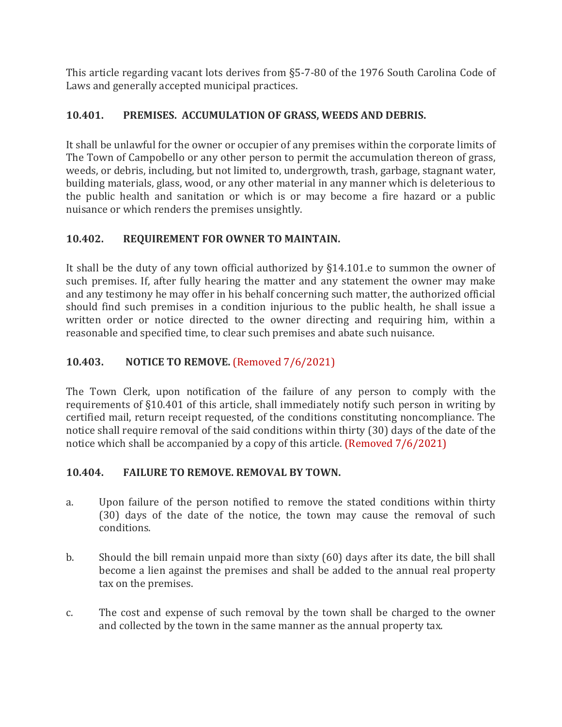This article regarding vacant lots derives from §5-7-80 of the 1976 South Carolina Code of Laws and generally accepted municipal practices.

### 10.401. PREMISES. ACCUMULATION OF GRASS, WEEDS AND DEBRIS.

It shall be unlawful for the owner or occupier of any premises within the corporate limits of The Town of Campobello or any other person to permit the accumulation thereon of grass, weeds, or debris, including, but not limited to, undergrowth, trash, garbage, stagnant water, building materials, glass, wood, or any other material in any manner which is deleterious to the public health and sanitation or which is or may become a fire hazard or a public nuisance or which renders the premises unsightly.

### 10.402. REQUIREMENT FOR OWNER TO MAINTAIN.

It shall be the duty of any town official authorized by §14.101.e to summon the owner of such premises. If, after fully hearing the matter and any statement the owner may make and any testimony he may offer in his behalf concerning such matter, the authorized official should find such premises in a condition injurious to the public health, he shall issue a written order or notice directed to the owner directing and requiring him, within a reasonable and specified time, to clear such premises and abate such nuisance.

### 10.403. NOTICE TO REMOVE. (Removed 7/6/2021)

The Town Clerk, upon notification of the failure of any person to comply with the requirements of §10.401 of this article, shall immediately notify such person in writing by certified mail, return receipt requested, of the conditions constituting noncompliance. The notice shall require removal of the said conditions within thirty (30) days of the date of the notice which shall be accompanied by a copy of this article. (Removed 7/6/2021)

### 10.404. FAILURE TO REMOVE. REMOVAL BY TOWN.

a. Upon failure of the person notified to remove the stated conditions within thirty (30) days of the date of the notice, the town may cause the removal of such conditions.

b. Should the bill remain unpaid more than sixty (60) days after its date, the bill shall become a lien against the premises and shall be added to the annual real property tax on the premises.

c. The cost and expense of such removal by the town shall be charged to the owner and collected by the town in the same manner as the annual property tax.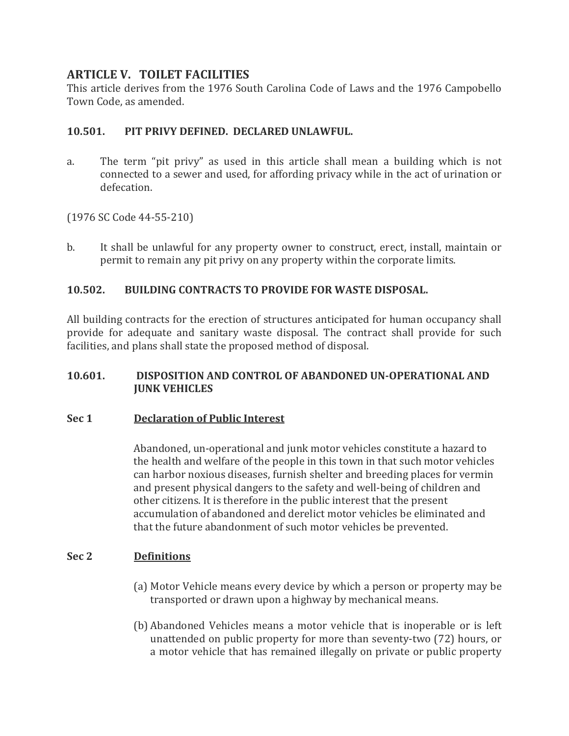## ARTICLE V. TOILET FACILITIES

This article derives from the 1976 South Carolina Code of Laws and the 1976 Campobello Town Code, as amended.

### 10.501. PIT PRIVY DEFINED. DECLARED UNLAWFUL.

a. The term "pit privy" as used in this article shall mean a building which is not connected to a sewer and used, for affording privacy while in the act of urination or defecation.

(1976 SC Code 44-55-210)

b. It shall be unlawful for any property owner to construct, erect, install, maintain or permit to remain any pit privy on any property within the corporate limits.

### 10.502. BUILDING CONTRACTS TO PROVIDE FOR WASTE DISPOSAL.

All building contracts for the erection of structures anticipated for human occupancy shall provide for adequate and sanitary waste disposal. The contract shall provide for such facilities, and plans shall state the proposed method of disposal.

### 10.601. DISPOSITION AND CONTROL OF ABANDONED UN-OPERATIONAL AND JUNK VEHICLES

**Sec 1** <u>**Declaration of Public Interest**</u>

Abandoned, un-operational and junk motor vehicles constitute a hazard to the health and welfare of the people in this town in that such motor vehicles can harbor noxious diseases, furnish shelter and breeding places for vermin and present physical dangers to the safety and well-being of children and other citizens. It is therefore in the public interest that the present accumulation of abandoned and derelict motor vehicles be eliminated and that the future abandonment of such motor vehicles be prevented.

**Sec 2** <u>**Definitions**</u>

(a) Motor Vehicle means every device by which a person or property may be transported or drawn upon a highway by mechanical means.

(b) Abandoned Vehicles means a motor vehicle that is inoperable or is left unattended on public property for more than seventy-two (72) hours, or a motor vehicle that has remained illegally on private or public property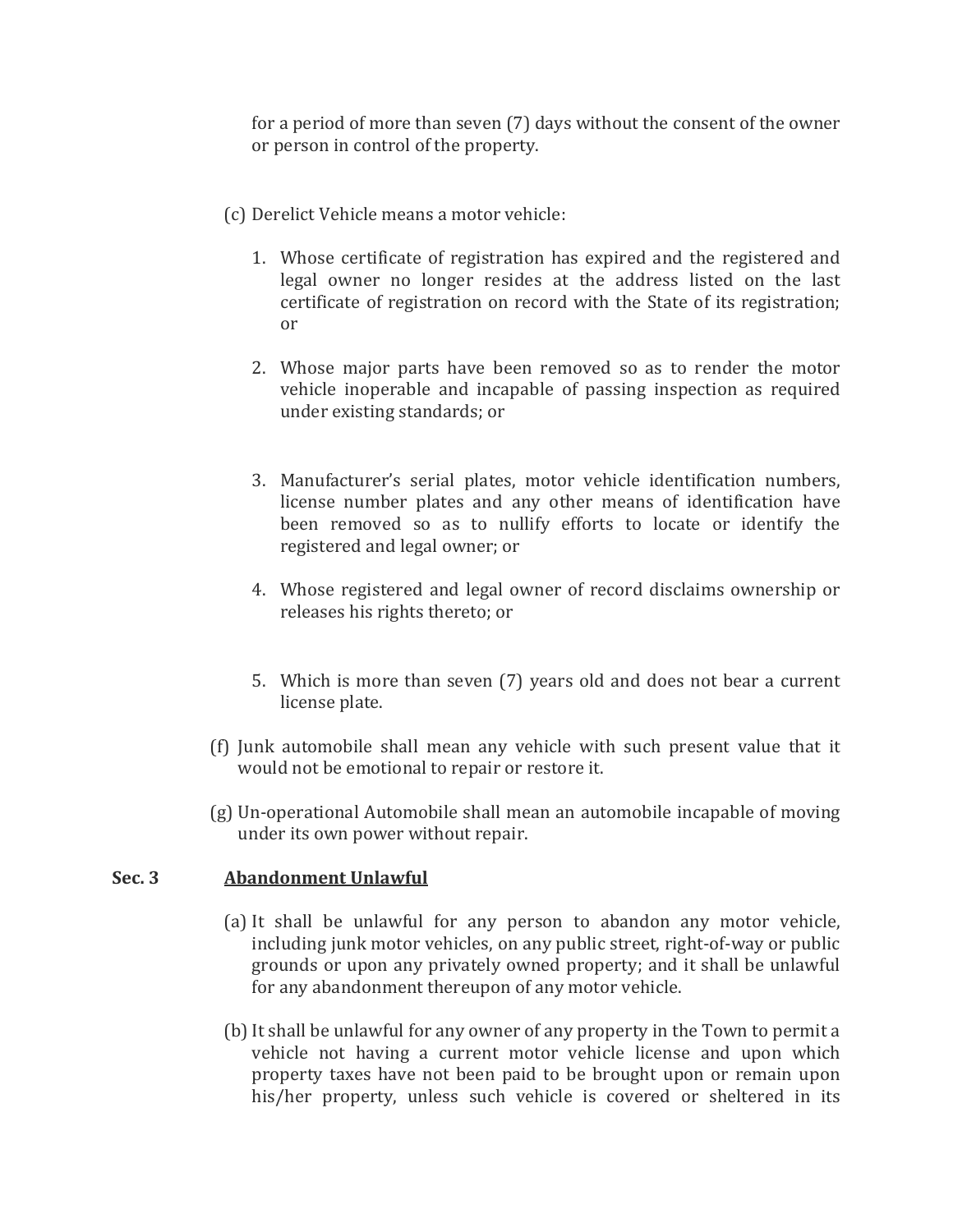for a period of more than seven (7) days without the consent of the owner or person in control of the property.

(c) Derelict Vehicle means a motor vehicle:

1. Whose certificate of registration has expired and the registered and legal owner no longer resides at the address listed on the last certificate of registration on record with the State of its registration; or

2. Whose major parts have been removed so as to render the motor vehicle inoperable and incapable of passing inspection as required under existing standards; or

3. Manufacturer's serial plates, motor vehicle identification numbers, license number plates and any other means of identification have been removed so as to nullify efforts to locate or identify the registered and legal owner; or

4. Whose registered and legal owner of record disclaims ownership or releases his rights thereto; or

5. Which is more than seven (7) years old and does not bear a current license plate.

(f) Junk automobile shall mean any vehicle with such present value that it would not be emotional to repair or restore it.

(g) Un-operational Automobile shall mean an automobile incapable of moving under its own power without repair.

**Sec. 3** **Abandonment Unlawful**

(a) It shall be unlawful for any person to abandon any motor vehicle, including junk motor vehicles, on any public street, right-of-way or public grounds or upon any privately owned property; and it shall be unlawful for any abandonment thereupon of any motor vehicle.

(b) It shall be unlawful for any owner of any property in the Town to permit a vehicle not having a current motor vehicle license and upon which property taxes have not been paid to be brought upon or remain upon his/her property, unless such vehicle is covered or sheltered in its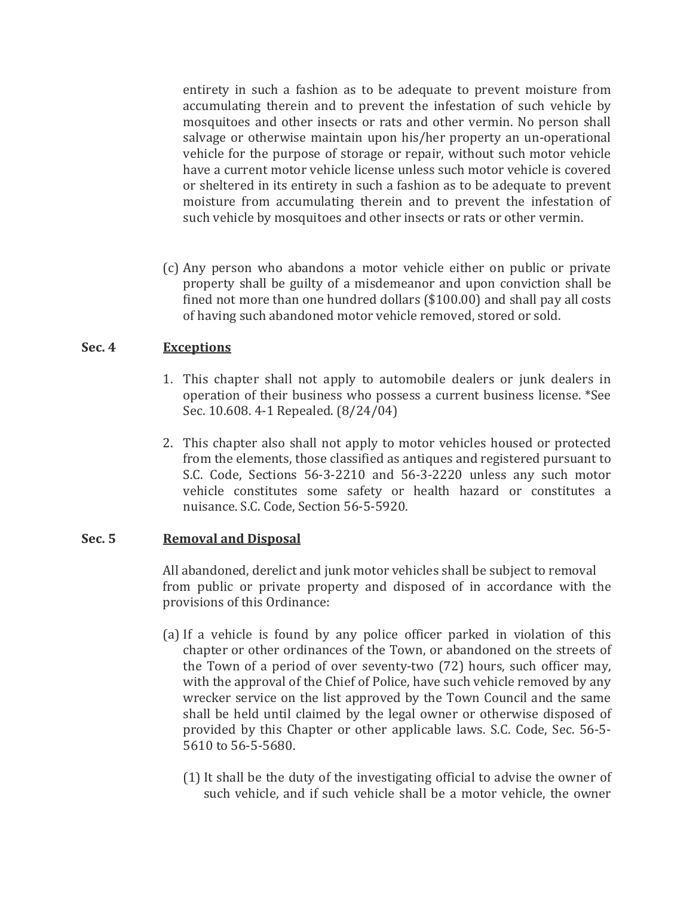entirety in such a fashion as to be adequate to prevent moisture from accumulating therein and to prevent the infestation of such vehicle by mosquitoes and other insects or rats and other vermin. No person shall salvage or otherwise maintain upon his/her property an un-operational vehicle for the purpose of storage or repair, without such motor vehicle have a current motor vehicle license unless such motor vehicle is covered or sheltered in its entirety in such a fashion as to be adequate to prevent moisture from accumulating therein and to prevent the infestation of such vehicle by mosquitoes and other insects or rats or other vermin.

(c) Any person who abandons a motor vehicle either on public or private property shall be guilty of a misdemeanor and upon conviction shall be fined not more than one hundred dollars ($100.00) and shall pay all costs of having such abandoned motor vehicle removed, stored or sold.

**Sec. 4** **Exceptions**

1. This chapter shall not apply to automobile dealers or junk dealers in operation of their business who possess a current business license. *See Sec. 10.608. 4-1 Repealed. (8/24/04)

2. This chapter also shall not apply to motor vehicles housed or protected from the elements, those classified as antiques and registered pursuant to S.C. Code, Sections 56-3-2210 and 56-3-2220 unless any such motor vehicle constitutes some safety or health hazard or constitutes a nuisance. S.C. Code, Section 56-5-5920.

**Sec. 5** **Removal and Disposal**

All abandoned, derelict and junk motor vehicles shall be subject to removal from public or private property and disposed of in accordance with the provisions of this Ordinance:

(a) If a vehicle is found by any police officer parked in violation of this chapter or other ordinances of the Town, or abandoned on the streets of the Town of a period of over seventy-two (72) hours, such officer may, with the approval of the Chief of Police, have such vehicle removed by any wrecker service on the list approved by the Town Council and the same shall be held until claimed by the legal owner or otherwise disposed of provided by this Chapter or other applicable laws. S.C. Code, Sec. 56-5-5610 to 56-5-5680.

(1) It shall be the duty of the investigating official to advise the owner of such vehicle, and if such vehicle shall be a motor vehicle, the owner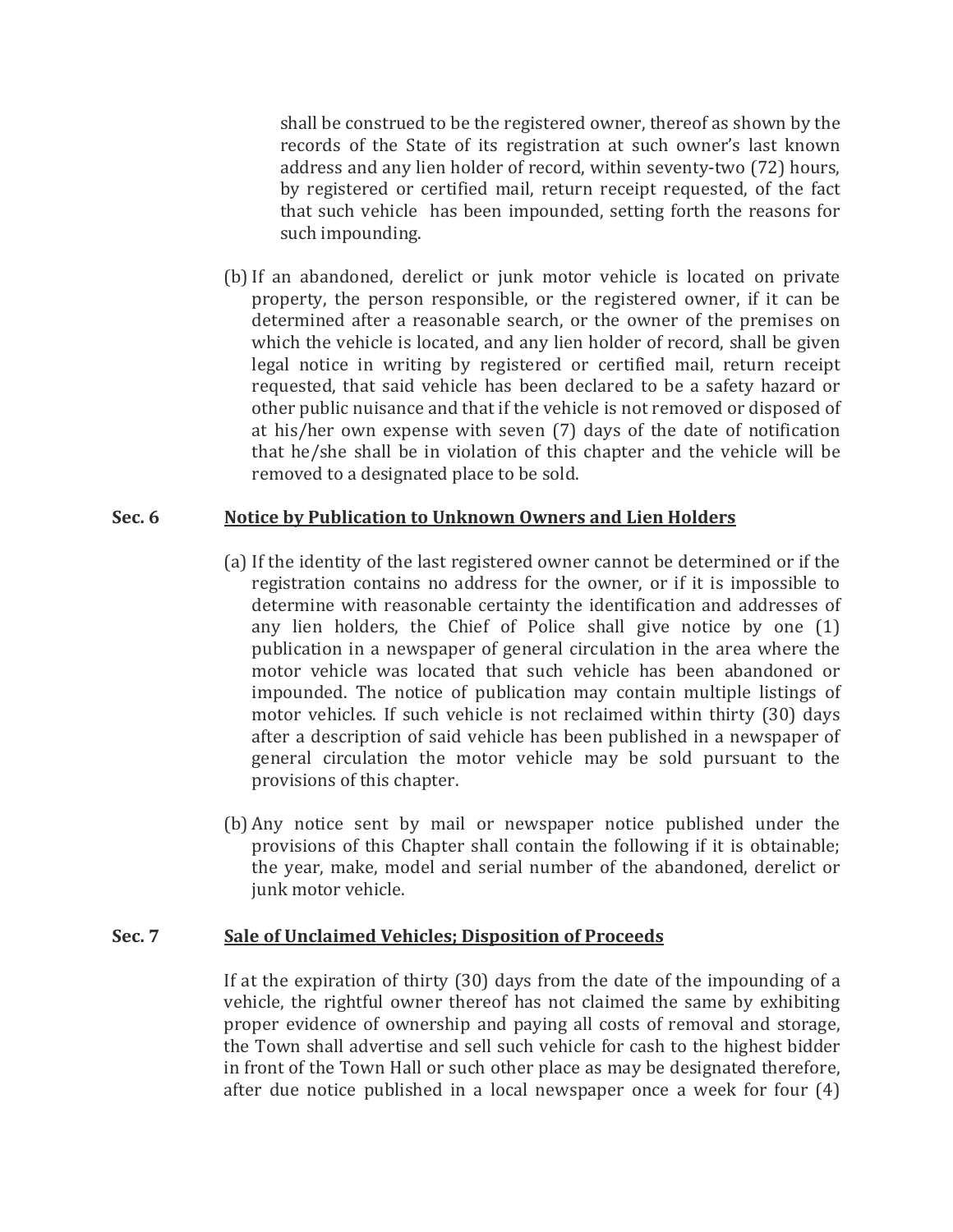shall be construed to be the registered owner, thereof as shown by the records of the State of its registration at such owner's last known address and any lien holder of record, within seventy-two (72) hours, by registered or certified mail, return receipt requested, of the fact that such vehicle has been impounded, setting forth the reasons for such impounding.

(b) If an abandoned, derelict or junk motor vehicle is located on private property, the person responsible, or the registered owner, if it can be determined after a reasonable search, or the owner of the premises on which the vehicle is located, and any lien holder of record, shall be given legal notice in writing by registered or certified mail, return receipt requested, that said vehicle has been declared to be a safety hazard or other public nuisance and that if the vehicle is not removed or disposed of at his/her own expense with seven (7) days of the date of notification that he/she shall be in violation of this chapter and the vehicle will be removed to a designated place to be sold.

**Sec. 6 Notice by Publication to Unknown Owners and Lien Holders**

(a) If the identity of the last registered owner cannot be determined or if the registration contains no address for the owner, or if it is impossible to determine with reasonable certainty the identification and addresses of any lien holders, the Chief of Police shall give notice by one (1) publication in a newspaper of general circulation in the area where the motor vehicle was located that such vehicle has been abandoned or impounded. The notice of publication may contain multiple listings of motor vehicles. If such vehicle is not reclaimed within thirty (30) days after a description of said vehicle has been published in a newspaper of general circulation the motor vehicle may be sold pursuant to the provisions of this chapter.

(b) Any notice sent by mail or newspaper notice published under the provisions of this Chapter shall contain the following if it is obtainable; the year, make, model and serial number of the abandoned, derelict or junk motor vehicle.

**Sec. 7 Sale of Unclaimed Vehicles; Disposition of Proceeds**

If at the expiration of thirty (30) days from the date of the impounding of a vehicle, the rightful owner thereof has not claimed the same by exhibiting proper evidence of ownership and paying all costs of removal and storage, the Town shall advertise and sell such vehicle for cash to the highest bidder in front of the Town Hall or such other place as may be designated therefore, after due notice published in a local newspaper once a week for four (4)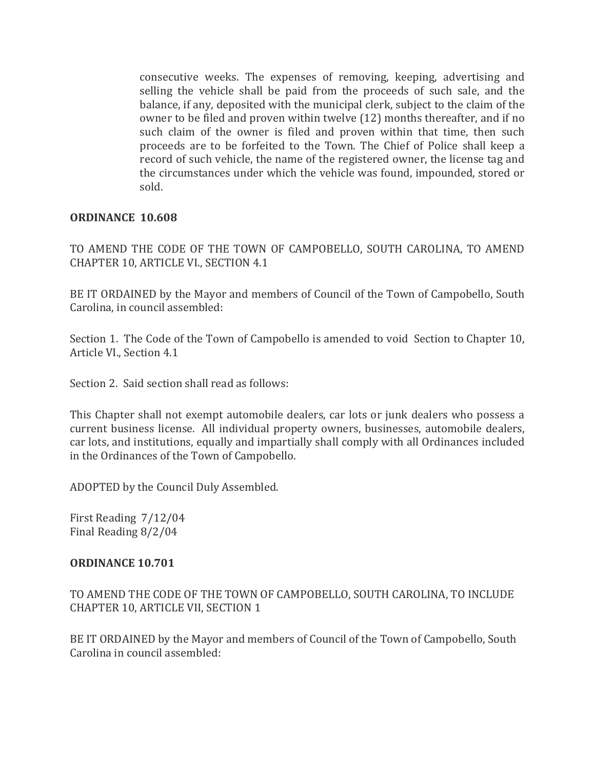consecutive weeks. The expenses of removing, keeping, advertising and selling the vehicle shall be paid from the proceeds of such sale, and the balance, if any, deposited with the municipal clerk, subject to the claim of the owner to be filed and proven within twelve (12) months thereafter, and if no such claim of the owner is filed and proven within that time, then such proceeds are to be forfeited to the Town. The Chief of Police shall keep a record of such vehicle, the name of the registered owner, the license tag and the circumstances under which the vehicle was found, impounded, stored or sold.

**ORDINANCE 10.608**

TO AMEND THE CODE OF THE TOWN OF CAMPOBELLO, SOUTH CAROLINA, TO AMEND CHAPTER 10, ARTICLE VI., SECTION 4.1

BE IT ORDAINED by the Mayor and members of Council of the Town of Campobello, South Carolina, in council assembled:

Section 1. The Code of the Town of Campobello is amended to void Section to Chapter 10, Article VI., Section 4.1

Section 2. Said section shall read as follows:

This Chapter shall not exempt automobile dealers, car lots or junk dealers who possess a current business license. All individual property owners, businesses, automobile dealers, car lots, and institutions, equally and impartially shall comply with all Ordinances included in the Ordinances of the Town of Campobello.

ADOPTED by the Council Duly Assembled.

First Reading 7/12/04
Final Reading 8/2/04

**ORDINANCE 10.701**

TO AMEND THE CODE OF THE TOWN OF CAMPOBELLO, SOUTH CAROLINA, TO INCLUDE CHAPTER 10, ARTICLE VII, SECTION 1

BE IT ORDAINED by the Mayor and members of Council of the Town of Campobello, South Carolina in council assembled: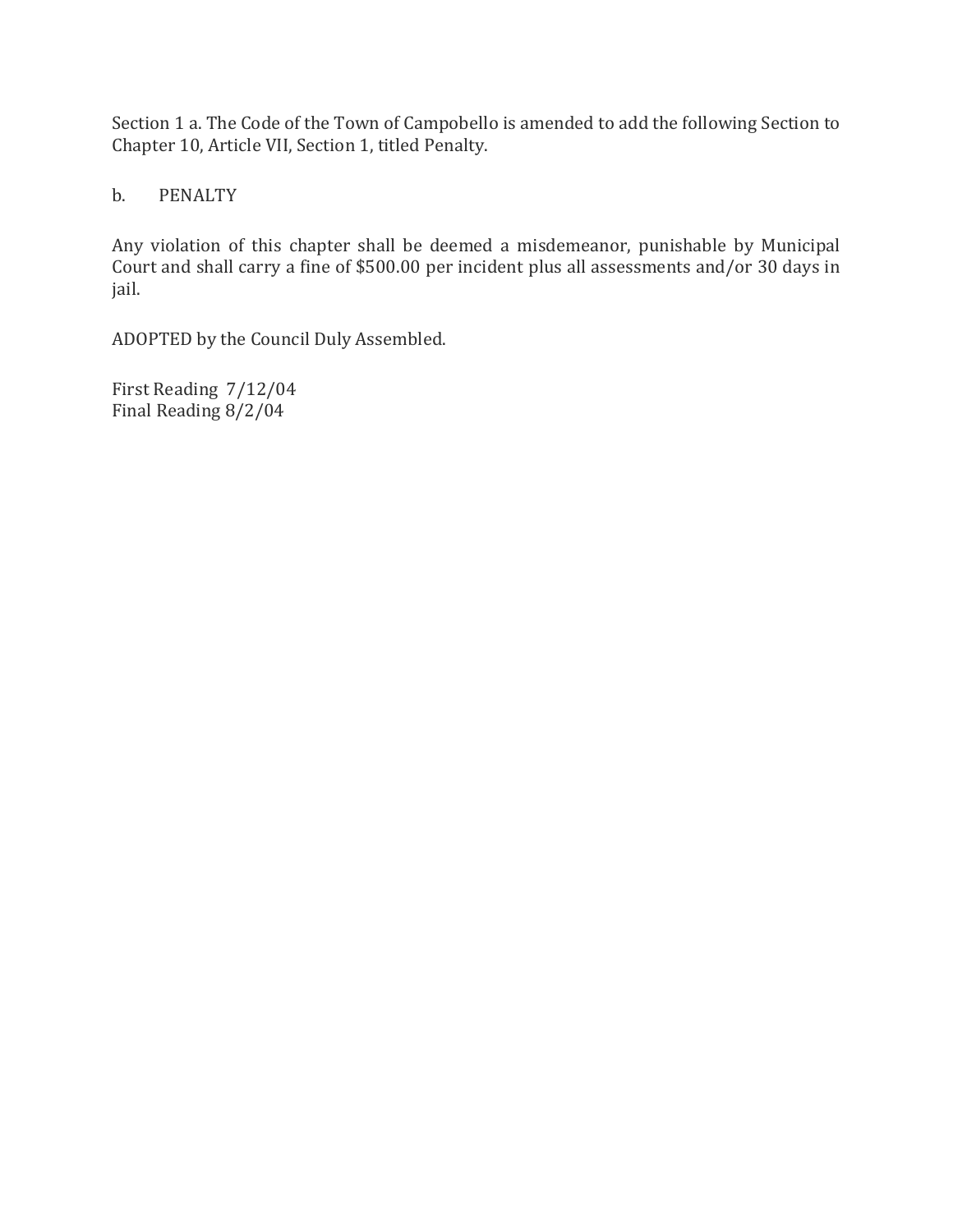Section 1 a. The Code of the Town of Campobello is amended to add the following Section to Chapter 10, Article VII, Section 1, titled Penalty.

b. PENALTY

Any violation of this chapter shall be deemed a misdemeanor, punishable by Municipal Court and shall carry a fine of $500.00 per incident plus all assessments and/or 30 days in jail.

ADOPTED by the Council Duly Assembled.

First Reading 7/12/04
Final Reading 8/2/04